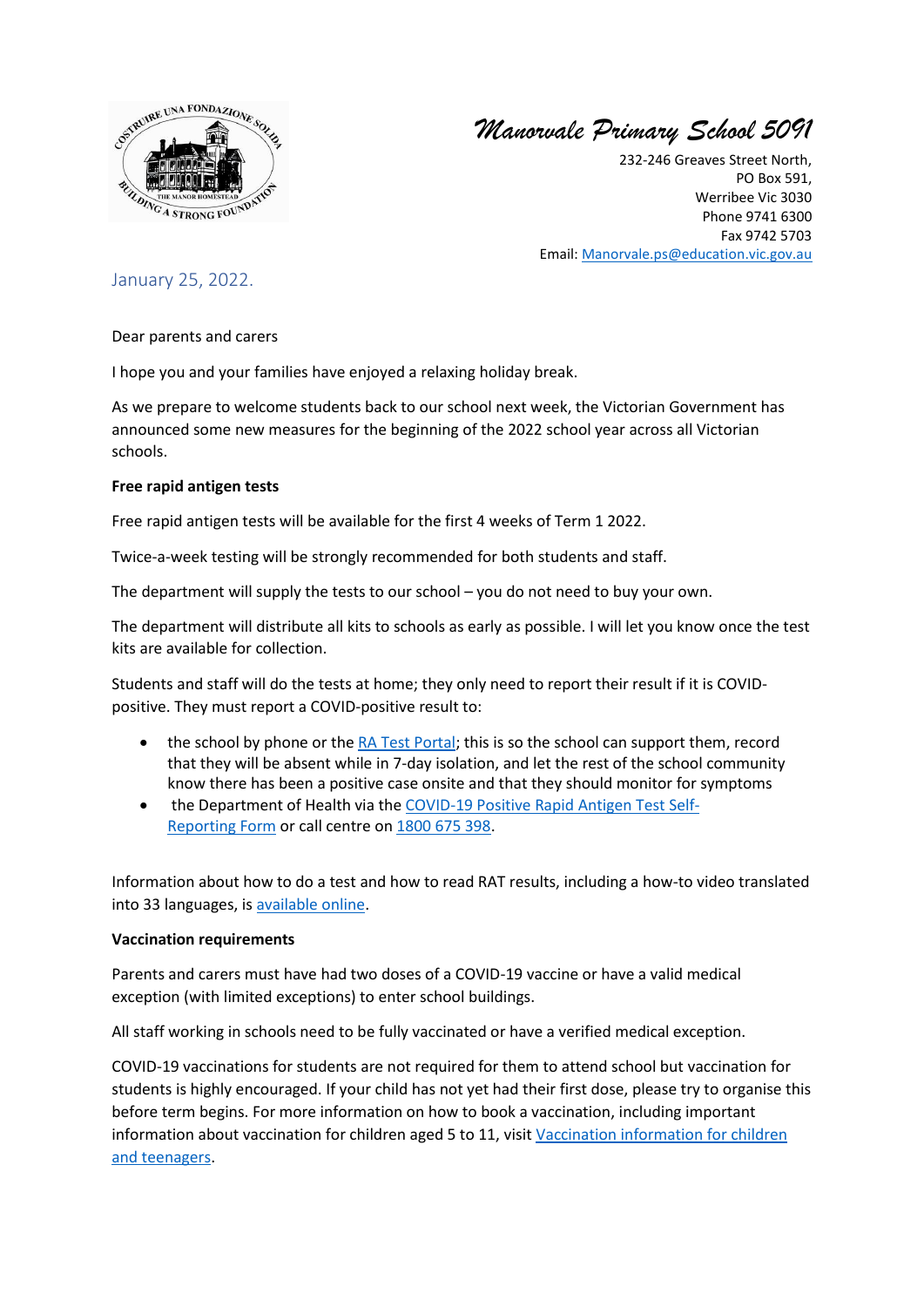# Manorvale Primary School 5091

232-246 Greaves Street North,
PO Box 591,
Werribee Vic 3030
Phone 9741 6300
Fax 9742 5703
Email: [Manorvale.ps@education.vic.gov.au](mailto:Manorvale.ps@education.vic.gov.au)

January 25, 2022.

Dear parents and carers

I hope you and your families have enjoyed a relaxing holiday break.

As we prepare to welcome students back to our school next week, the Victorian Government has announced some new measures for the beginning of the 2022 school year across all Victorian schools.

**Free rapid antigen tests**

Free rapid antigen tests will be available for the first 4 weeks of Term 1 2022.

Twice-a-week testing will be strongly recommended for both students and staff.

The department will supply the tests to our school – you do not need to buy your own.

The department will distribute all kits to schools as early as possible. I will let you know once the test kits are available for collection.

Students and staff will do the tests at home; they only need to report their result if it is COVID-positive. They must report a COVID-positive result to:

- the school by phone or the RA Test Portal; this is so the school can support them, record that they will be absent while in 7-day isolation, and let the rest of the school community know there has been a positive case onsite and that they should monitor for symptoms
- the Department of Health via the COVID-19 Positive Rapid Antigen Test Self-Reporting Form or call centre on 1800 675 398.

Information about how to do a test and how to read RAT results, including a how-to video translated into 33 languages, is available online.

**Vaccination requirements**

Parents and carers must have had two doses of a COVID-19 vaccine or have a valid medical exception (with limited exceptions) to enter school buildings.

All staff working in schools need to be fully vaccinated or have a verified medical exception.

COVID-19 vaccinations for students are not required for them to attend school but vaccination for students is highly encouraged. If your child has not yet had their first dose, please try to organise this before term begins. For more information on how to book a vaccination, including important information about vaccination for children aged 5 to 11, visit Vaccination information for children and teenagers.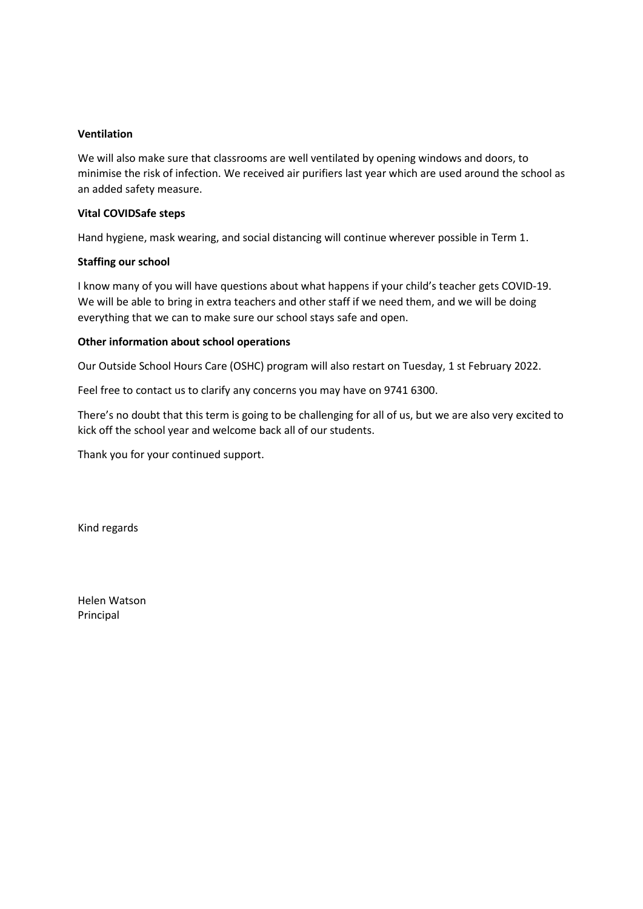**Ventilation**

We will also make sure that classrooms are well ventilated by opening windows and doors, to minimise the risk of infection. We received air purifiers last year which are used around the school as an added safety measure.

**Vital COVIDSafe steps**

Hand hygiene, mask wearing, and social distancing will continue wherever possible in Term 1.

**Staffing our school**

I know many of you will have questions about what happens if your child's teacher gets COVID-19. We will be able to bring in extra teachers and other staff if we need them, and we will be doing everything that we can to make sure our school stays safe and open.

**Other information about school operations**

Our Outside School Hours Care (OSHC) program will also restart on Tuesday, 1 st February 2022.

Feel free to contact us to clarify any concerns you may have on 9741 6300.

There's no doubt that this term is going to be challenging for all of us, but we are also very excited to kick off the school year and welcome back all of our students.

Thank you for your continued support.

Kind regards

Helen Watson
Principal